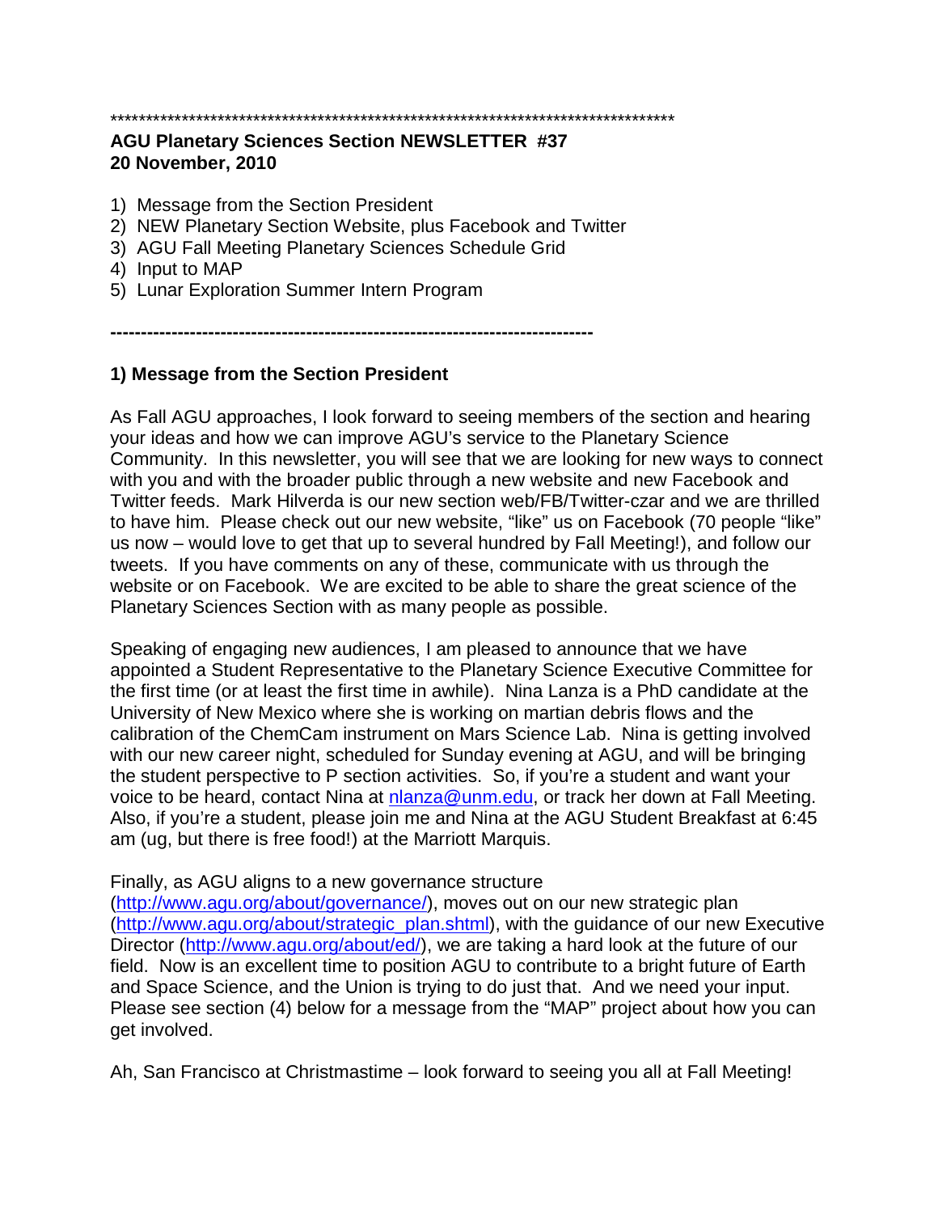*********************************************************************************

**AGU Planetary Sciences Section NEWSLETTER #37**
**20 November, 2010**

1) Message from the Section President
2) NEW Planetary Section Website, plus Facebook and Twitter
3) AGU Fall Meeting Planetary Sciences Schedule Grid
4) Input to MAP
5) Lunar Exploration Summer Intern Program

**------------------------------------------------------------------------------**

## 1) Message from the Section President

As Fall AGU approaches, I look forward to seeing members of the section and hearing your ideas and how we can improve AGU's service to the Planetary Science Community. In this newsletter, you will see that we are looking for new ways to connect with you and with the broader public through a new website and new Facebook and Twitter feeds. Mark Hilverda is our new section web/FB/Twitter-czar and we are thrilled to have him. Please check out our new website, "like" us on Facebook (70 people "like" us now – would love to get that up to several hundred by Fall Meeting!), and follow our tweets. If you have comments on any of these, communicate with us through the website or on Facebook. We are excited to be able to share the great science of the Planetary Sciences Section with as many people as possible.

Speaking of engaging new audiences, I am pleased to announce that we have appointed a Student Representative to the Planetary Science Executive Committee for the first time (or at least the first time in awhile). Nina Lanza is a PhD candidate at the University of New Mexico where she is working on martian debris flows and the calibration of the ChemCam instrument on Mars Science Lab. Nina is getting involved with our new career night, scheduled for Sunday evening at AGU, and will be bringing the student perspective to P section activities. So, if you're a student and want your voice to be heard, contact Nina at nlanza@unm.edu, or track her down at Fall Meeting. Also, if you're a student, please join me and Nina at the AGU Student Breakfast at 6:45 am (ug, but there is free food!) at the Marriott Marquis.

Finally, as AGU aligns to a new governance structure (http://www.agu.org/about/governance/), moves out on our new strategic plan (http://www.agu.org/about/strategic_plan.shtml), with the guidance of our new Executive Director (http://www.agu.org/about/ed/), we are taking a hard look at the future of our field. Now is an excellent time to position AGU to contribute to a bright future of Earth and Space Science, and the Union is trying to do just that. And we need your input. Please see section (4) below for a message from the "MAP" project about how you can get involved.

Ah, San Francisco at Christmastime – look forward to seeing you all at Fall Meeting!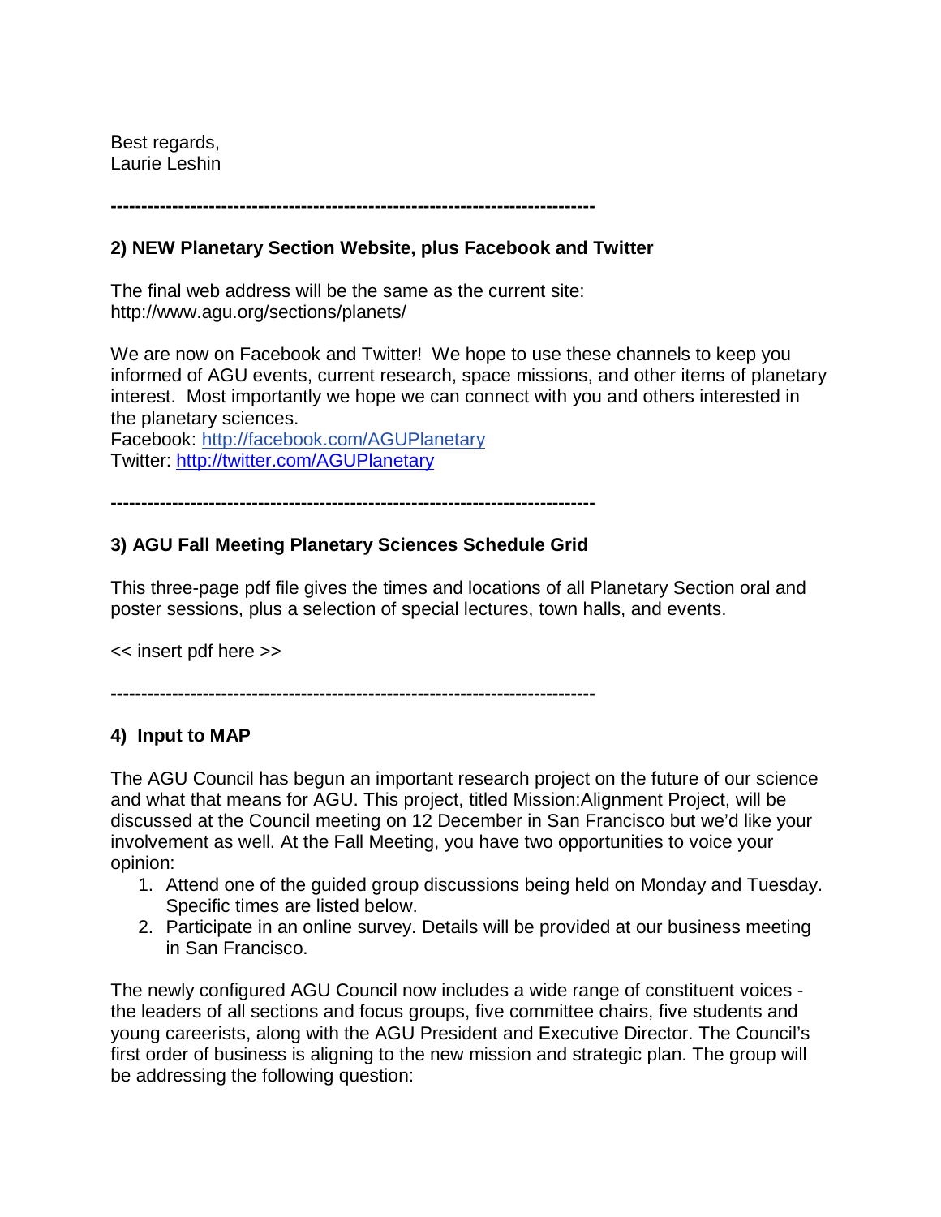Best regards,
Laurie Leshin

---

**2) NEW Planetary Section Website, plus Facebook and Twitter**

The final web address will be the same as the current site:
http://www.agu.org/sections/planets/

We are now on Facebook and Twitter! We hope to use these channels to keep you informed of AGU events, current research, space missions, and other items of planetary interest. Most importantly we hope we can connect with you and others interested in the planetary sciences.
Facebook: [http://facebook.com/AGUPlanetary](http://facebook.com/AGUPlanetary)
Twitter: [http://twitter.com/AGUPlanetary](http://twitter.com/AGUPlanetary)

---

**3) AGU Fall Meeting Planetary Sciences Schedule Grid**

This three-page pdf file gives the times and locations of all Planetary Section oral and poster sessions, plus a selection of special lectures, town halls, and events.

<< insert pdf here >>

---

**4) Input to MAP**

The AGU Council has begun an important research project on the future of our science and what that means for AGU. This project, titled Mission:Alignment Project, will be discussed at the Council meeting on 12 December in San Francisco but we'd like your involvement as well. At the Fall Meeting, you have two opportunities to voice your opinion:

1. Attend one of the guided group discussions being held on Monday and Tuesday. Specific times are listed below.
2. Participate in an online survey. Details will be provided at our business meeting in San Francisco.

The newly configured AGU Council now includes a wide range of constituent voices - the leaders of all sections and focus groups, five committee chairs, five students and young careerists, along with the AGU President and Executive Director. The Council's first order of business is aligning to the new mission and strategic plan. The group will be addressing the following question: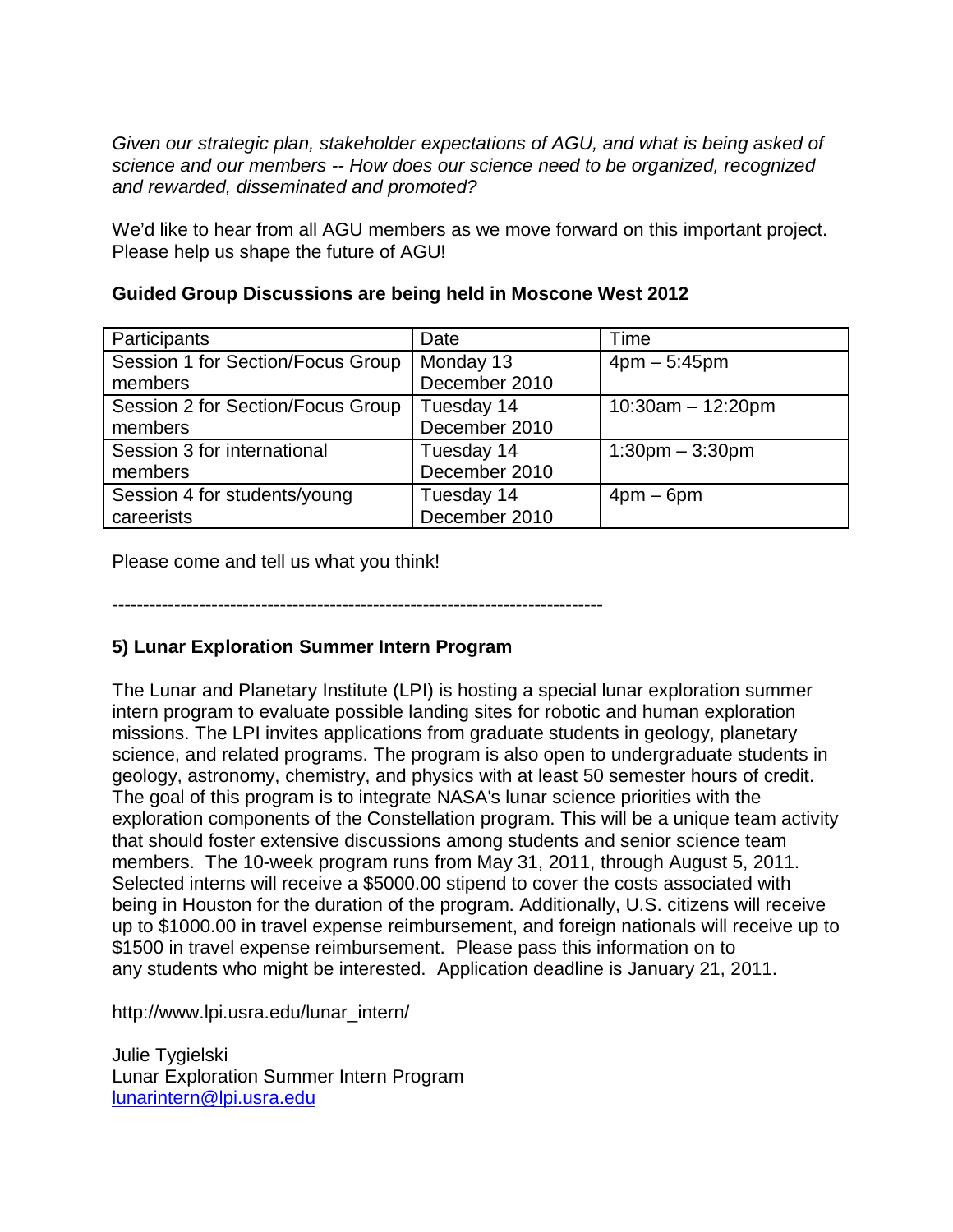*Given our strategic plan, stakeholder expectations of AGU, and what is being asked of science and our members -- How does our science need to be organized, recognized and rewarded, disseminated and promoted?*

We'd like to hear from all AGU members as we move forward on this important project. Please help us shape the future of AGU!

**Guided Group Discussions are being held in Moscone West 2012**

| Participants | Date | Time |
|---|---|---|
| Session 1 for Section/Focus Group members | Monday 13 December 2010 | 4pm – 5:45pm |
| Session 2 for Section/Focus Group members | Tuesday 14 December 2010 | 10:30am – 12:20pm |
| Session 3 for international members | Tuesday 14 December 2010 | 1:30pm – 3:30pm |
| Session 4 for students/young careerists | Tuesday 14 December 2010 | 4pm – 6pm |

Please come and tell us what you think!

**------------------------------------------------------------------------------**

**5) Lunar Exploration Summer Intern Program**

The Lunar and Planetary Institute (LPI) is hosting a special lunar exploration summer intern program to evaluate possible landing sites for robotic and human exploration missions. The LPI invites applications from graduate students in geology, planetary science, and related programs. The program is also open to undergraduate students in geology, astronomy, chemistry, and physics with at least 50 semester hours of credit. The goal of this program is to integrate NASA's lunar science priorities with the exploration components of the Constellation program. This will be a unique team activity that should foster extensive discussions among students and senior science team members. The 10-week program runs from May 31, 2011, through August 5, 2011. Selected interns will receive a $5000.00 stipend to cover the costs associated with being in Houston for the duration of the program. Additionally, U.S. citizens will receive up to $1000.00 in travel expense reimbursement, and foreign nationals will receive up to $1500 in travel expense reimbursement. Please pass this information on to any students who might be interested. Application deadline is January 21, 2011.

http://www.lpi.usra.edu/lunar_intern/

Julie Tygielski
Lunar Exploration Summer Intern Program
lunarintern@lpi.usra.edu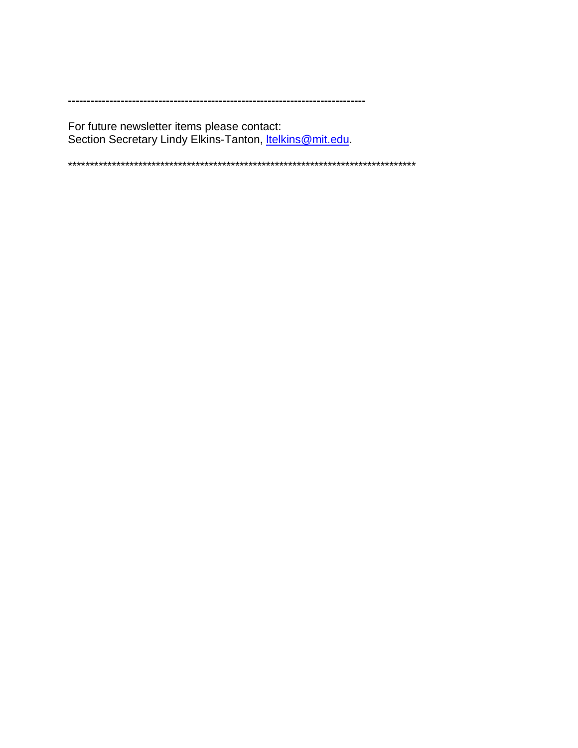--------------------------------------------------------------------------------

For future newsletter items please contact:
Section Secretary Lindy Elkins-Tanton, ltelkins@mit.edu.

********************************************************************************